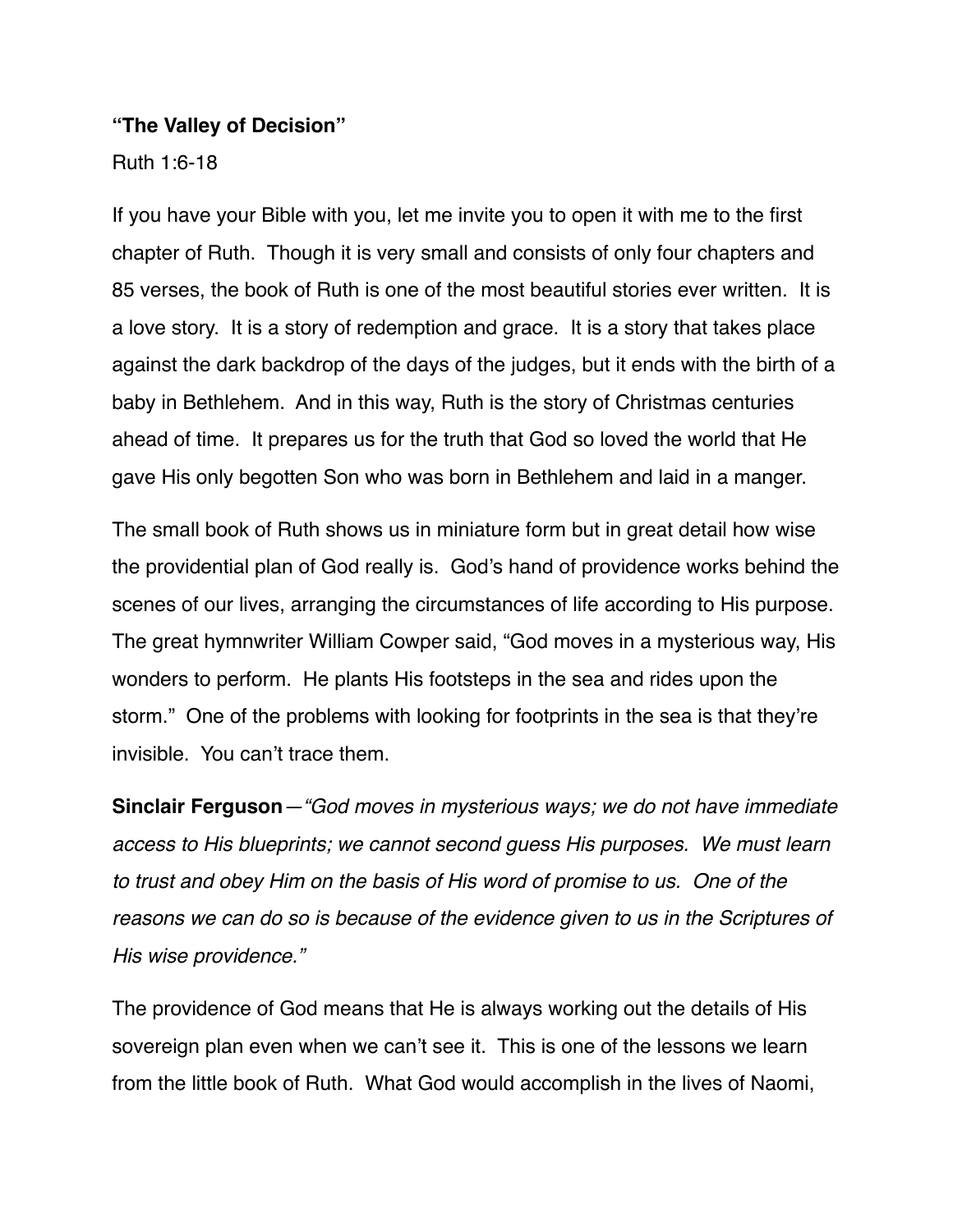**"The Valley of Decision"**

Ruth 1:6-18

If you have your Bible with you, let me invite you to open it with me to the first chapter of Ruth. Though it is very small and consists of only four chapters and 85 verses, the book of Ruth is one of the most beautiful stories ever written. It is a love story. It is a story of redemption and grace. It is a story that takes place against the dark backdrop of the days of the judges, but it ends with the birth of a baby in Bethlehem. And in this way, Ruth is the story of Christmas centuries ahead of time. It prepares us for the truth that God so loved the world that He gave His only begotten Son who was born in Bethlehem and laid in a manger.

The small book of Ruth shows us in miniature form but in great detail how wise the providential plan of God really is. God's hand of providence works behind the scenes of our lives, arranging the circumstances of life according to His purpose. The great hymnwriter William Cowper said, "God moves in a mysterious way, His wonders to perform. He plants His footsteps in the sea and rides upon the storm." One of the problems with looking for footprints in the sea is that they're invisible. You can't trace them.

**Sinclair Ferguson**—*"God moves in mysterious ways; we do not have immediate access to His blueprints; we cannot second guess His purposes. We must learn to trust and obey Him on the basis of His word of promise to us. One of the reasons we can do so is because of the evidence given to us in the Scriptures of His wise providence."*

The providence of God means that He is always working out the details of His sovereign plan even when we can't see it. This is one of the lessons we learn from the little book of Ruth. What God would accomplish in the lives of Naomi,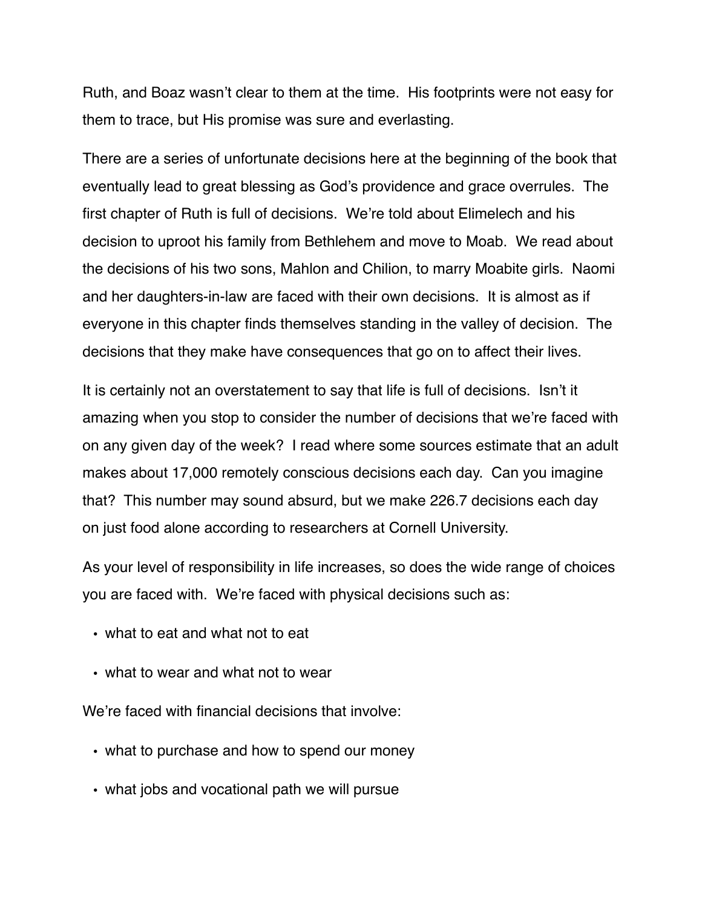Ruth, and Boaz wasn't clear to them at the time. His footprints were not easy for them to trace, but His promise was sure and everlasting.

There are a series of unfortunate decisions here at the beginning of the book that eventually lead to great blessing as God's providence and grace overrules. The first chapter of Ruth is full of decisions. We're told about Elimelech and his decision to uproot his family from Bethlehem and move to Moab. We read about the decisions of his two sons, Mahlon and Chilion, to marry Moabite girls. Naomi and her daughters-in-law are faced with their own decisions. It is almost as if everyone in this chapter finds themselves standing in the valley of decision. The decisions that they make have consequences that go on to affect their lives.

It is certainly not an overstatement to say that life is full of decisions. Isn't it amazing when you stop to consider the number of decisions that we're faced with on any given day of the week? I read where some sources estimate that an adult makes about 17,000 remotely conscious decisions each day. Can you imagine that? This number may sound absurd, but we make 226.7 decisions each day on just food alone according to researchers at Cornell University.

As your level of responsibility in life increases, so does the wide range of choices you are faced with. We're faced with physical decisions such as:

- what to eat and what not to eat
- what to wear and what not to wear

We're faced with financial decisions that involve:

- what to purchase and how to spend our money
- what jobs and vocational path we will pursue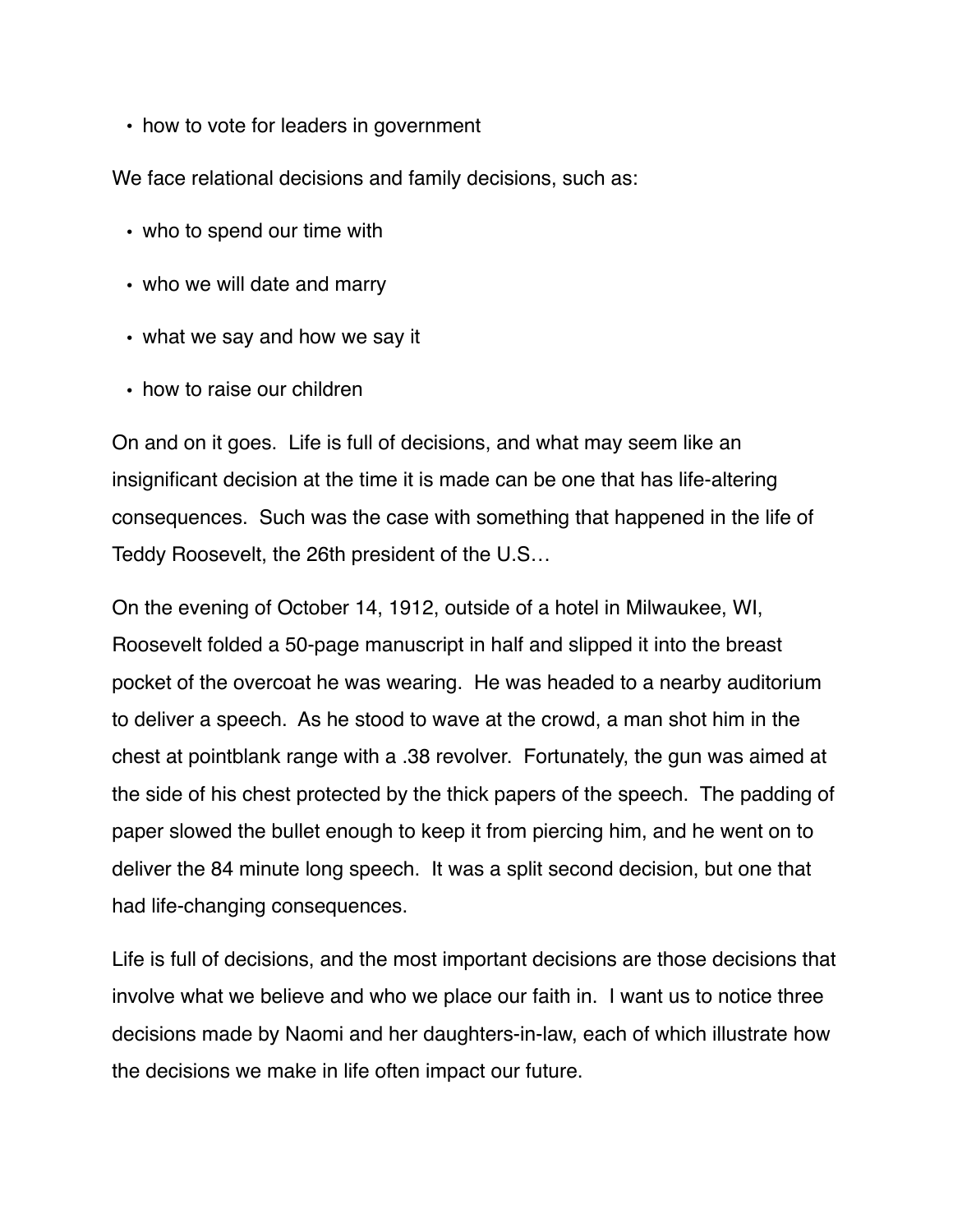- how to vote for leaders in government

We face relational decisions and family decisions, such as:

- who to spend our time with
- who we will date and marry
- what we say and how we say it
- how to raise our children

On and on it goes. Life is full of decisions, and what may seem like an insignificant decision at the time it is made can be one that has life-altering consequences. Such was the case with something that happened in the life of Teddy Roosevelt, the 26th president of the U.S…

On the evening of October 14, 1912, outside of a hotel in Milwaukee, WI, Roosevelt folded a 50-page manuscript in half and slipped it into the breast pocket of the overcoat he was wearing. He was headed to a nearby auditorium to deliver a speech. As he stood to wave at the crowd, a man shot him in the chest at pointblank range with a .38 revolver. Fortunately, the gun was aimed at the side of his chest protected by the thick papers of the speech. The padding of paper slowed the bullet enough to keep it from piercing him, and he went on to deliver the 84 minute long speech. It was a split second decision, but one that had life-changing consequences.

Life is full of decisions, and the most important decisions are those decisions that involve what we believe and who we place our faith in. I want us to notice three decisions made by Naomi and her daughters-in-law, each of which illustrate how the decisions we make in life often impact our future.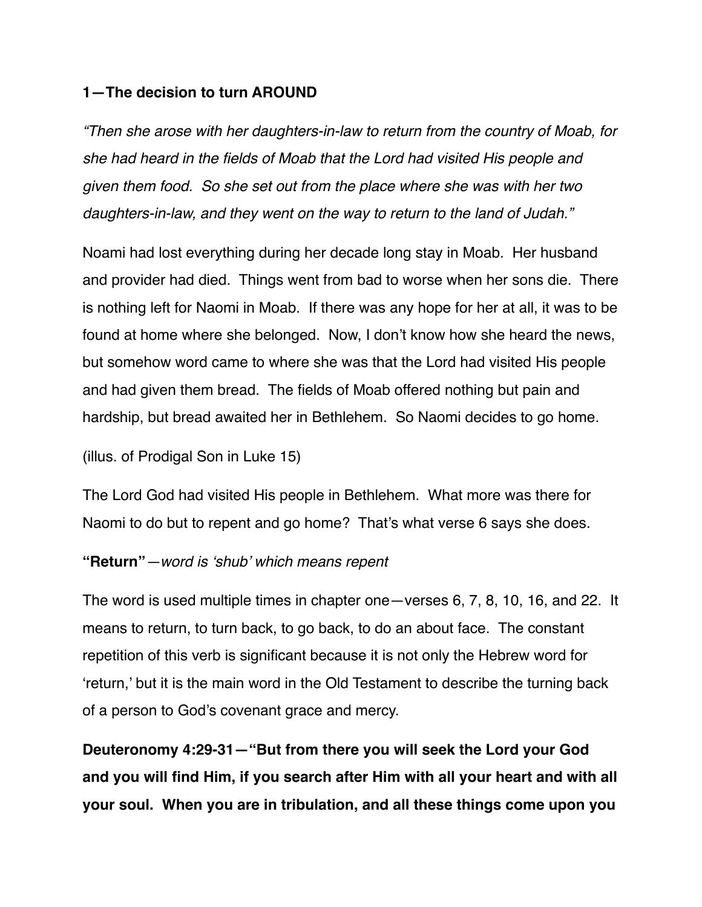**1—The decision to turn AROUND**

*"Then she arose with her daughters-in-law to return from the country of Moab, for she had heard in the fields of Moab that the Lord had visited His people and given them food. So she set out from the place where she was with her two daughters-in-law, and they went on the way to return to the land of Judah."*

Noami had lost everything during her decade long stay in Moab. Her husband and provider had died. Things went from bad to worse when her sons die. There is nothing left for Naomi in Moab. If there was any hope for her at all, it was to be found at home where she belonged. Now, I don't know how she heard the news, but somehow word came to where she was that the Lord had visited His people and had given them bread. The fields of Moab offered nothing but pain and hardship, but bread awaited her in Bethlehem. So Naomi decides to go home.

(illus. of Prodigal Son in Luke 15)

The Lord God had visited His people in Bethlehem. What more was there for Naomi to do but to repent and go home? That's what verse 6 says she does.

**"Return"**—*word is 'shub' which means repent*

The word is used multiple times in chapter one—verses 6, 7, 8, 10, 16, and 22. It means to return, to turn back, to go back, to do an about face. The constant repetition of this verb is significant because it is not only the Hebrew word for 'return,' but it is the main word in the Old Testament to describe the turning back of a person to God's covenant grace and mercy.

**Deuteronomy 4:29-31—"But from there you will seek the Lord your God and you will find Him, if you search after Him with all your heart and with all your soul. When you are in tribulation, and all these things come upon you**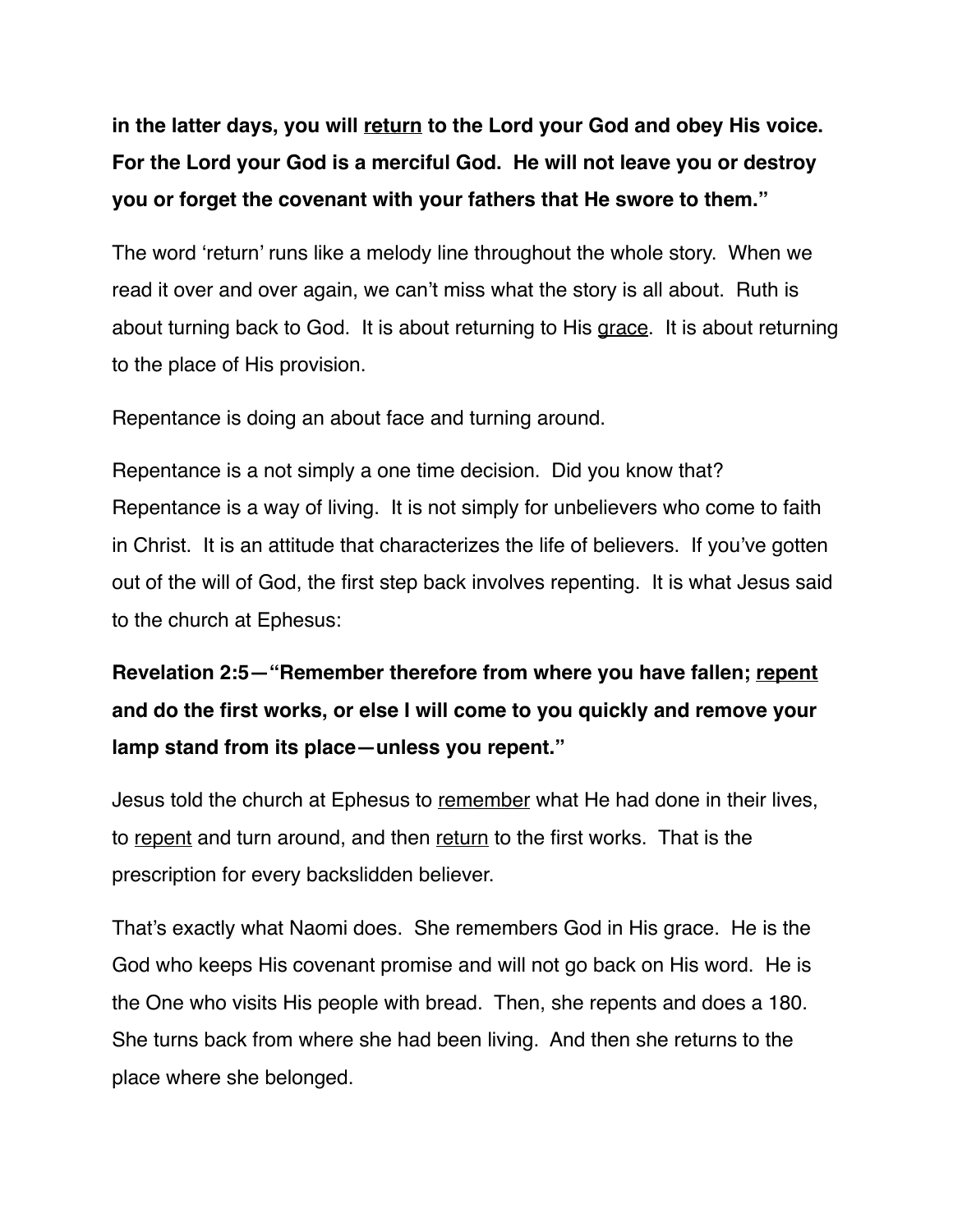**in the latter days, you will <u>return</u> to the Lord your God and obey His voice. For the Lord your God is a merciful God. He will not leave you or destroy you or forget the covenant with your fathers that He swore to them."**

The word 'return' runs like a melody line throughout the whole story. When we read it over and over again, we can't miss what the story is all about. Ruth is about turning back to God. It is about returning to His <u>grace</u>. It is about returning to the place of His provision.

Repentance is doing an about face and turning around.

Repentance is a not simply a one time decision. Did you know that? Repentance is a way of living. It is not simply for unbelievers who come to faith in Christ. It is an attitude that characterizes the life of believers. If you've gotten out of the will of God, the first step back involves repenting. It is what Jesus said to the church at Ephesus:

**Revelation 2:5—"Remember therefore from where you have fallen; <u>repent</u> and do the first works, or else I will come to you quickly and remove your lamp stand from its place—unless you repent."**

Jesus told the church at Ephesus to <u>remember</u> what He had done in their lives, to <u>repent</u> and turn around, and then <u>return</u> to the first works. That is the prescription for every backslidden believer.

That's exactly what Naomi does. She remembers God in His grace. He is the God who keeps His covenant promise and will not go back on His word. He is the One who visits His people with bread. Then, she repents and does a 180. She turns back from where she had been living. And then she returns to the place where she belonged.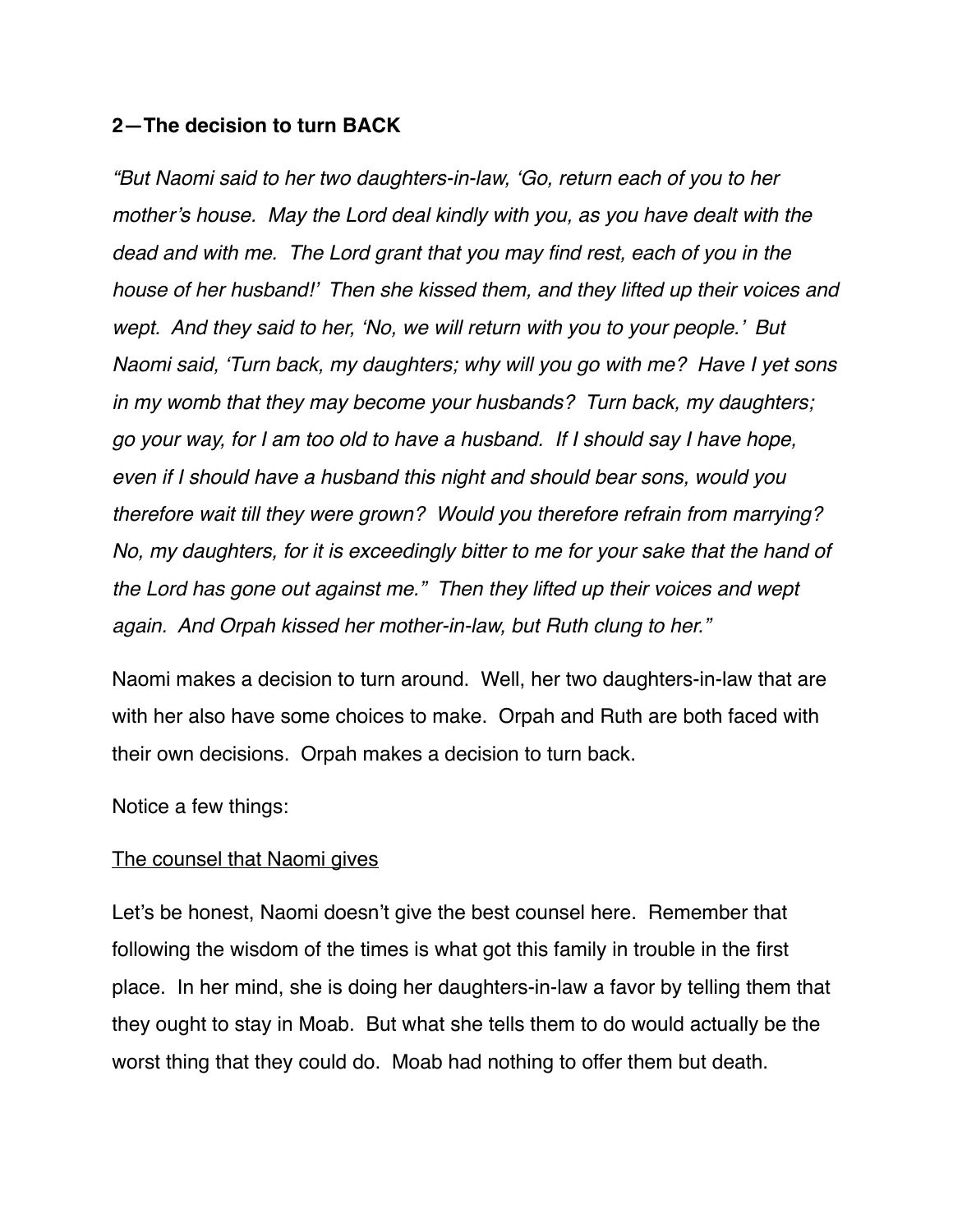**2—The decision to turn BACK**

*"But Naomi said to her two daughters-in-law, 'Go, return each of you to her mother's house. May the Lord deal kindly with you, as you have dealt with the dead and with me. The Lord grant that you may find rest, each of you in the house of her husband!' Then she kissed them, and they lifted up their voices and wept. And they said to her, 'No, we will return with you to your people.' But Naomi said, 'Turn back, my daughters; why will you go with me? Have I yet sons in my womb that they may become your husbands? Turn back, my daughters; go your way, for I am too old to have a husband. If I should say I have hope, even if I should have a husband this night and should bear sons, would you therefore wait till they were grown? Would you therefore refrain from marrying? No, my daughters, for it is exceedingly bitter to me for your sake that the hand of the Lord has gone out against me." Then they lifted up their voices and wept again. And Orpah kissed her mother-in-law, but Ruth clung to her."*

Naomi makes a decision to turn around. Well, her two daughters-in-law that are with her also have some choices to make. Orpah and Ruth are both faced with their own decisions. Orpah makes a decision to turn back.

Notice a few things:

<u>The counsel that Naomi gives</u>

Let's be honest, Naomi doesn't give the best counsel here. Remember that following the wisdom of the times is what got this family in trouble in the first place. In her mind, she is doing her daughters-in-law a favor by telling them that they ought to stay in Moab. But what she tells them to do would actually be the worst thing that they could do. Moab had nothing to offer them but death.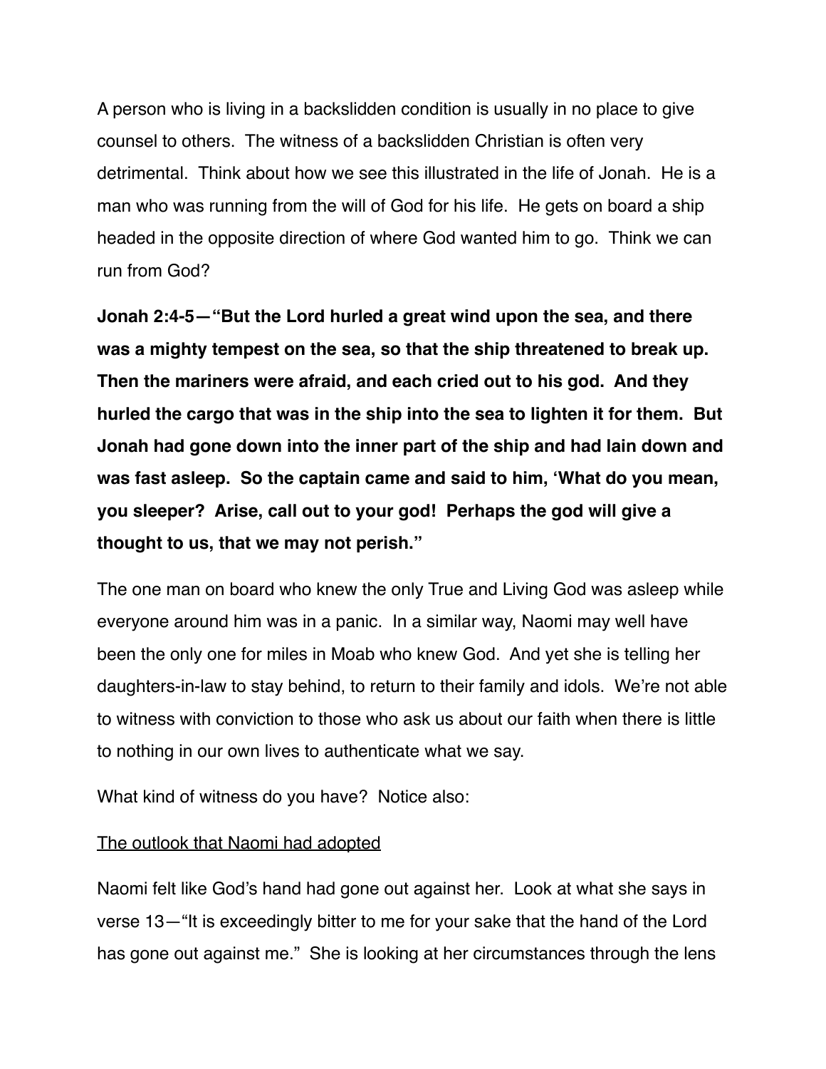A person who is living in a backslidden condition is usually in no place to give counsel to others. The witness of a backslidden Christian is often very detrimental. Think about how we see this illustrated in the life of Jonah. He is a man who was running from the will of God for his life. He gets on board a ship headed in the opposite direction of where God wanted him to go. Think we can run from God?

**Jonah 2:4-5—"But the Lord hurled a great wind upon the sea, and there was a mighty tempest on the sea, so that the ship threatened to break up. Then the mariners were afraid, and each cried out to his god. And they hurled the cargo that was in the ship into the sea to lighten it for them. But Jonah had gone down into the inner part of the ship and had lain down and was fast asleep. So the captain came and said to him, 'What do you mean, you sleeper? Arise, call out to your god! Perhaps the god will give a thought to us, that we may not perish."**

The one man on board who knew the only True and Living God was asleep while everyone around him was in a panic. In a similar way, Naomi may well have been the only one for miles in Moab who knew God. And yet she is telling her daughters-in-law to stay behind, to return to their family and idols. We're not able to witness with conviction to those who ask us about our faith when there is little to nothing in our own lives to authenticate what we say.

What kind of witness do you have? Notice also:

<u>The outlook that Naomi had adopted</u>

Naomi felt like God's hand had gone out against her. Look at what she says in verse 13—"It is exceedingly bitter to me for your sake that the hand of the Lord has gone out against me." She is looking at her circumstances through the lens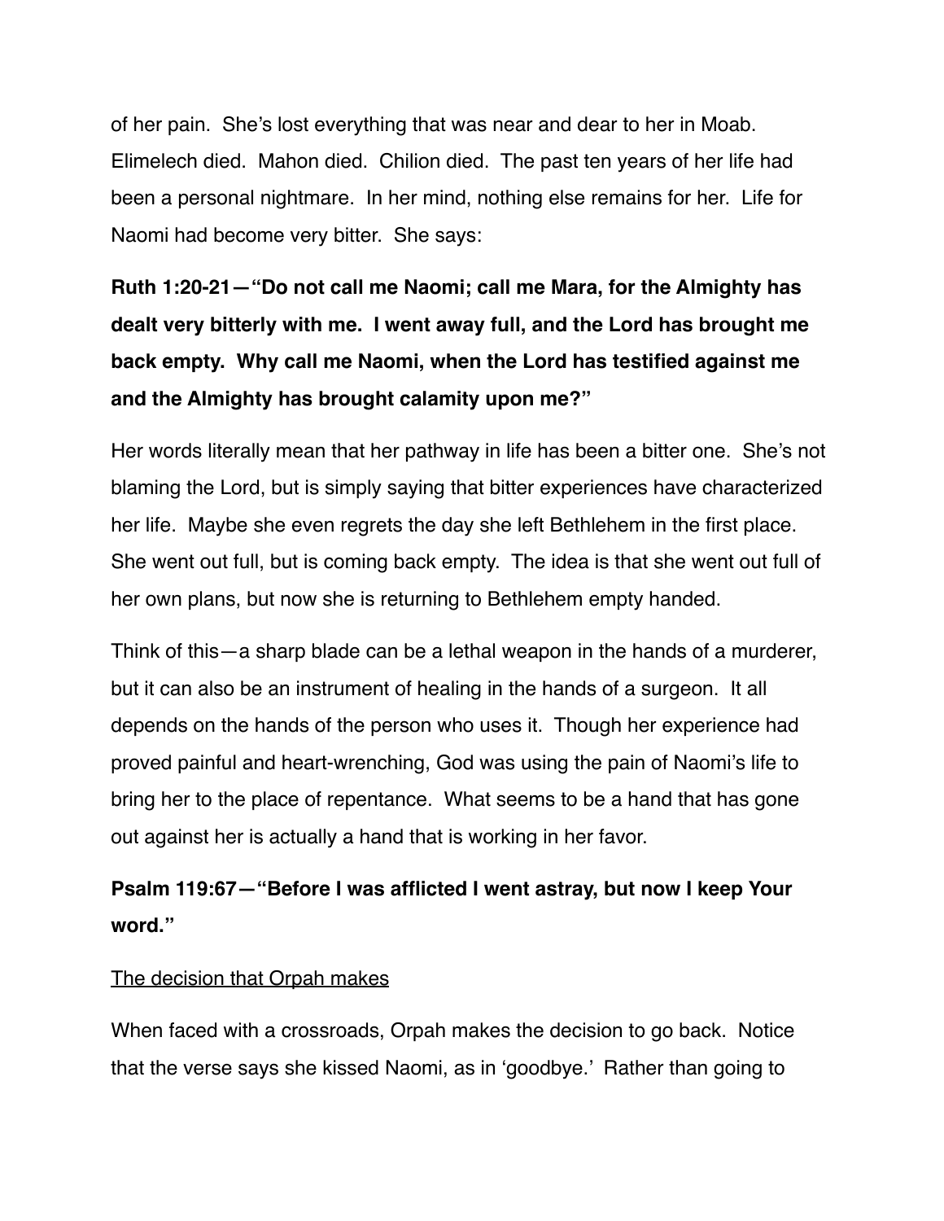of her pain. She's lost everything that was near and dear to her in Moab. Elimelech died. Mahon died. Chilion died. The past ten years of her life had been a personal nightmare. In her mind, nothing else remains for her. Life for Naomi had become very bitter. She says:

**Ruth 1:20-21—"Do not call me Naomi; call me Mara, for the Almighty has dealt very bitterly with me. I went away full, and the Lord has brought me back empty. Why call me Naomi, when the Lord has testified against me and the Almighty has brought calamity upon me?"**

Her words literally mean that her pathway in life has been a bitter one. She's not blaming the Lord, but is simply saying that bitter experiences have characterized her life. Maybe she even regrets the day she left Bethlehem in the first place. She went out full, but is coming back empty. The idea is that she went out full of her own plans, but now she is returning to Bethlehem empty handed.

Think of this—a sharp blade can be a lethal weapon in the hands of a murderer, but it can also be an instrument of healing in the hands of a surgeon. It all depends on the hands of the person who uses it. Though her experience had proved painful and heart-wrenching, God was using the pain of Naomi's life to bring her to the place of repentance. What seems to be a hand that has gone out against her is actually a hand that is working in her favor.

**Psalm 119:67—"Before I was afflicted I went astray, but now I keep Your word."**

<u>The decision that Orpah makes</u>

When faced with a crossroads, Orpah makes the decision to go back. Notice that the verse says she kissed Naomi, as in 'goodbye.' Rather than going to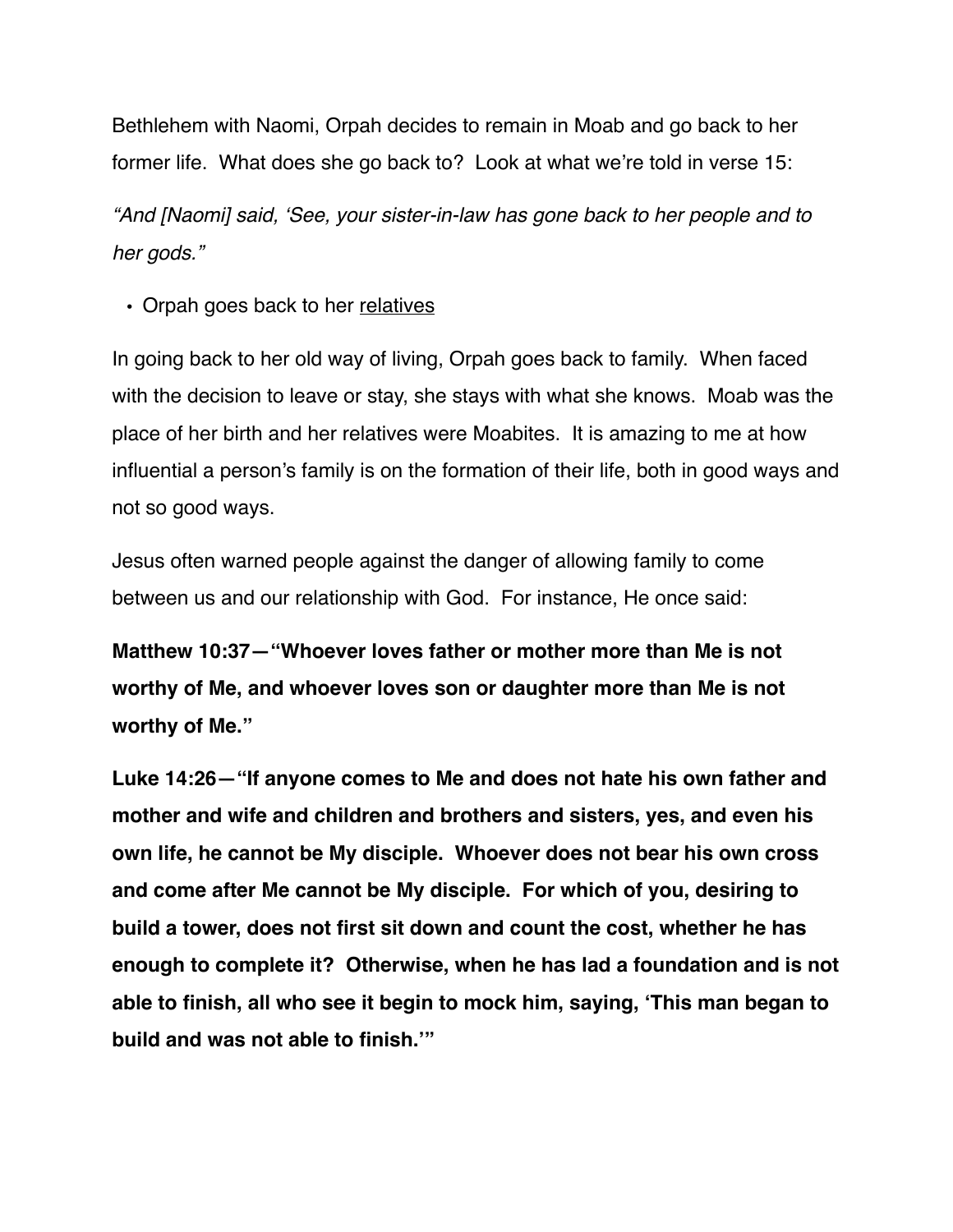Bethlehem with Naomi, Orpah decides to remain in Moab and go back to her former life. What does she go back to? Look at what we're told in verse 15:

*"And [Naomi] said, 'See, your sister-in-law has gone back to her people and to her gods."*

- Orpah goes back to her <u>relatives</u>

In going back to her old way of living, Orpah goes back to family. When faced with the decision to leave or stay, she stays with what she knows. Moab was the place of her birth and her relatives were Moabites. It is amazing to me at how influential a person's family is on the formation of their life, both in good ways and not so good ways.

Jesus often warned people against the danger of allowing family to come between us and our relationship with God. For instance, He once said:

**Matthew 10:37—"Whoever loves father or mother more than Me is not worthy of Me, and whoever loves son or daughter more than Me is not worthy of Me."**

**Luke 14:26—"If anyone comes to Me and does not hate his own father and mother and wife and children and brothers and sisters, yes, and even his own life, he cannot be My disciple. Whoever does not bear his own cross and come after Me cannot be My disciple. For which of you, desiring to build a tower, does not first sit down and count the cost, whether he has enough to complete it? Otherwise, when he has lad a foundation and is not able to finish, all who see it begin to mock him, saying, 'This man began to build and was not able to finish.'"**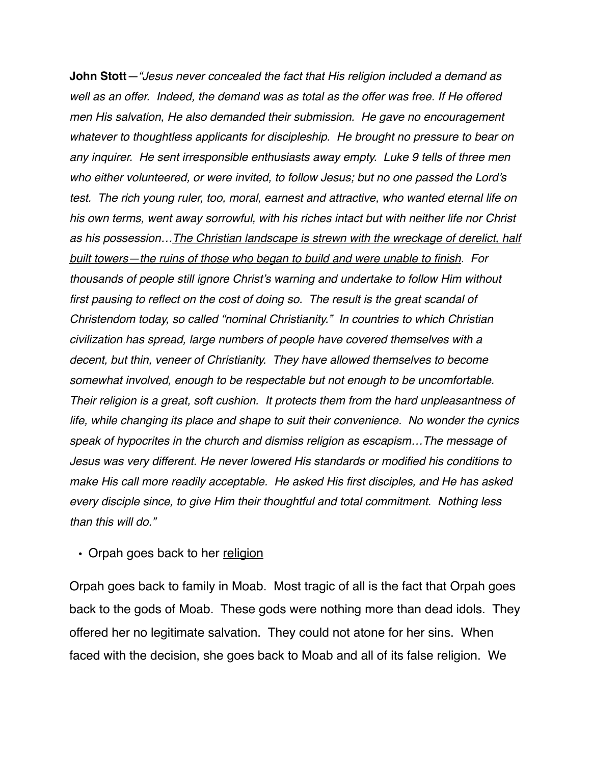**John Stott**—*"Jesus never concealed the fact that His religion included a demand as well as an offer. Indeed, the demand was as total as the offer was free. If He offered men His salvation, He also demanded their submission. He gave no encouragement whatever to thoughtless applicants for discipleship. He brought no pressure to bear on any inquirer. He sent irresponsible enthusiasts away empty. Luke 9 tells of three men who either volunteered, or were invited, to follow Jesus; but no one passed the Lord's test. The rich young ruler, too, moral, earnest and attractive, who wanted eternal life on his own terms, went away sorrowful, with his riches intact but with neither life nor Christ as his possession…<u>The Christian landscape is strewn with the wreckage of derelict, half built towers—the ruins of those who began to build and were unable to finish</u>. For thousands of people still ignore Christ's warning and undertake to follow Him without first pausing to reflect on the cost of doing so. The result is the great scandal of Christendom today, so called "nominal Christianity." In countries to which Christian civilization has spread, large numbers of people have covered themselves with a decent, but thin, veneer of Christianity. They have allowed themselves to become somewhat involved, enough to be respectable but not enough to be uncomfortable. Their religion is a great, soft cushion. It protects them from the hard unpleasantness of life, while changing its place and shape to suit their convenience. No wonder the cynics speak of hypocrites in the church and dismiss religion as escapism…The message of Jesus was very different. He never lowered His standards or modified his conditions to make His call more readily acceptable. He asked His first disciples, and He has asked every disciple since, to give Him their thoughtful and total commitment. Nothing less than this will do."*

- Orpah goes back to her <u>religion</u>

Orpah goes back to family in Moab. Most tragic of all is the fact that Orpah goes back to the gods of Moab. These gods were nothing more than dead idols. They offered her no legitimate salvation. They could not atone for her sins. When faced with the decision, she goes back to Moab and all of its false religion. We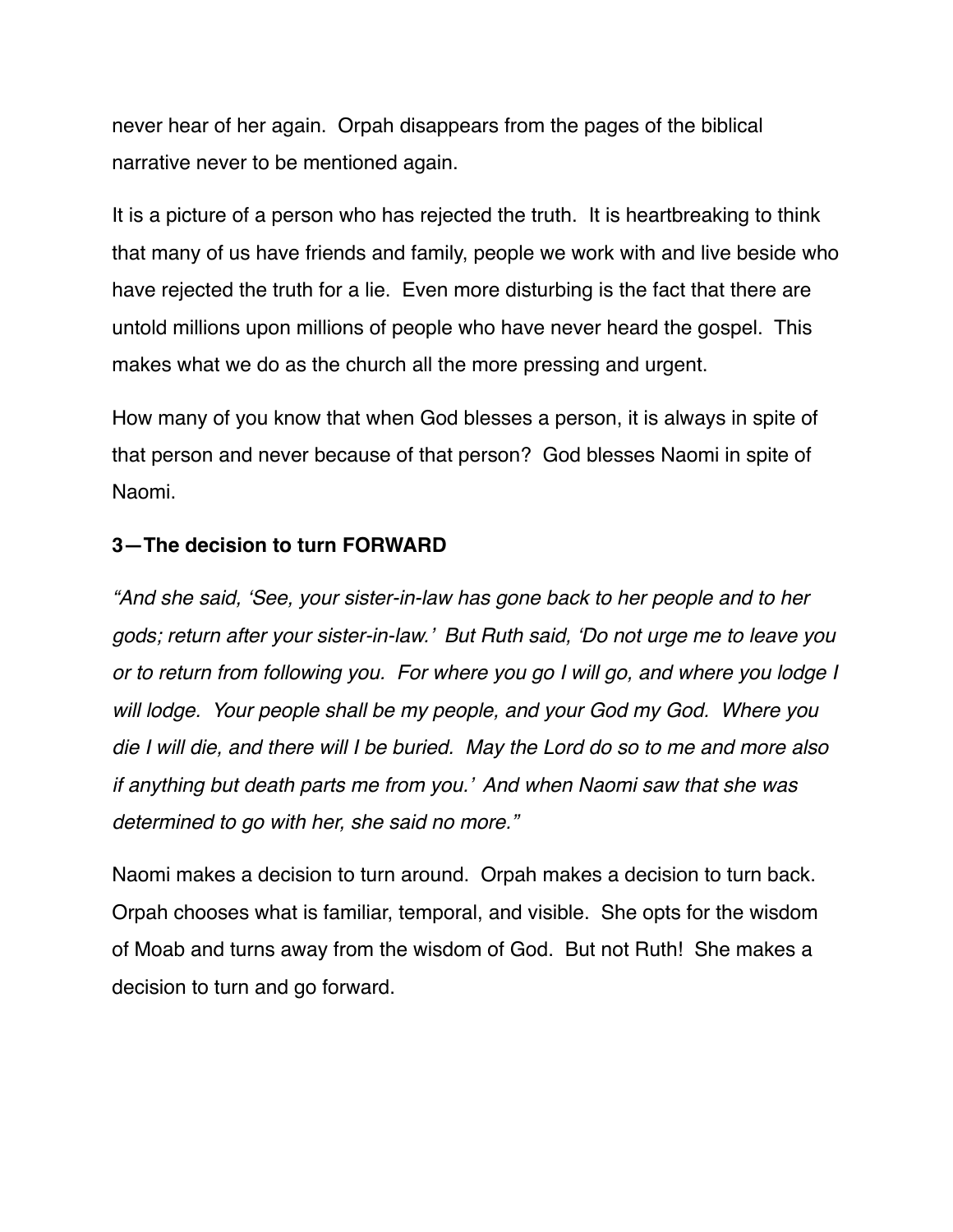never hear of her again. Orpah disappears from the pages of the biblical narrative never to be mentioned again.

It is a picture of a person who has rejected the truth. It is heartbreaking to think that many of us have friends and family, people we work with and live beside who have rejected the truth for a lie. Even more disturbing is the fact that there are untold millions upon millions of people who have never heard the gospel. This makes what we do as the church all the more pressing and urgent.

How many of you know that when God blesses a person, it is always in spite of that person and never because of that person? God blesses Naomi in spite of Naomi.

**3—The decision to turn FORWARD**

*"And she said, 'See, your sister-in-law has gone back to her people and to her gods; return after your sister-in-law.' But Ruth said, 'Do not urge me to leave you or to return from following you. For where you go I will go, and where you lodge I will lodge. Your people shall be my people, and your God my God. Where you die I will die, and there will I be buried. May the Lord do so to me and more also if anything but death parts me from you.' And when Naomi saw that she was determined to go with her, she said no more."*

Naomi makes a decision to turn around. Orpah makes a decision to turn back. Orpah chooses what is familiar, temporal, and visible. She opts for the wisdom of Moab and turns away from the wisdom of God. But not Ruth! She makes a decision to turn and go forward.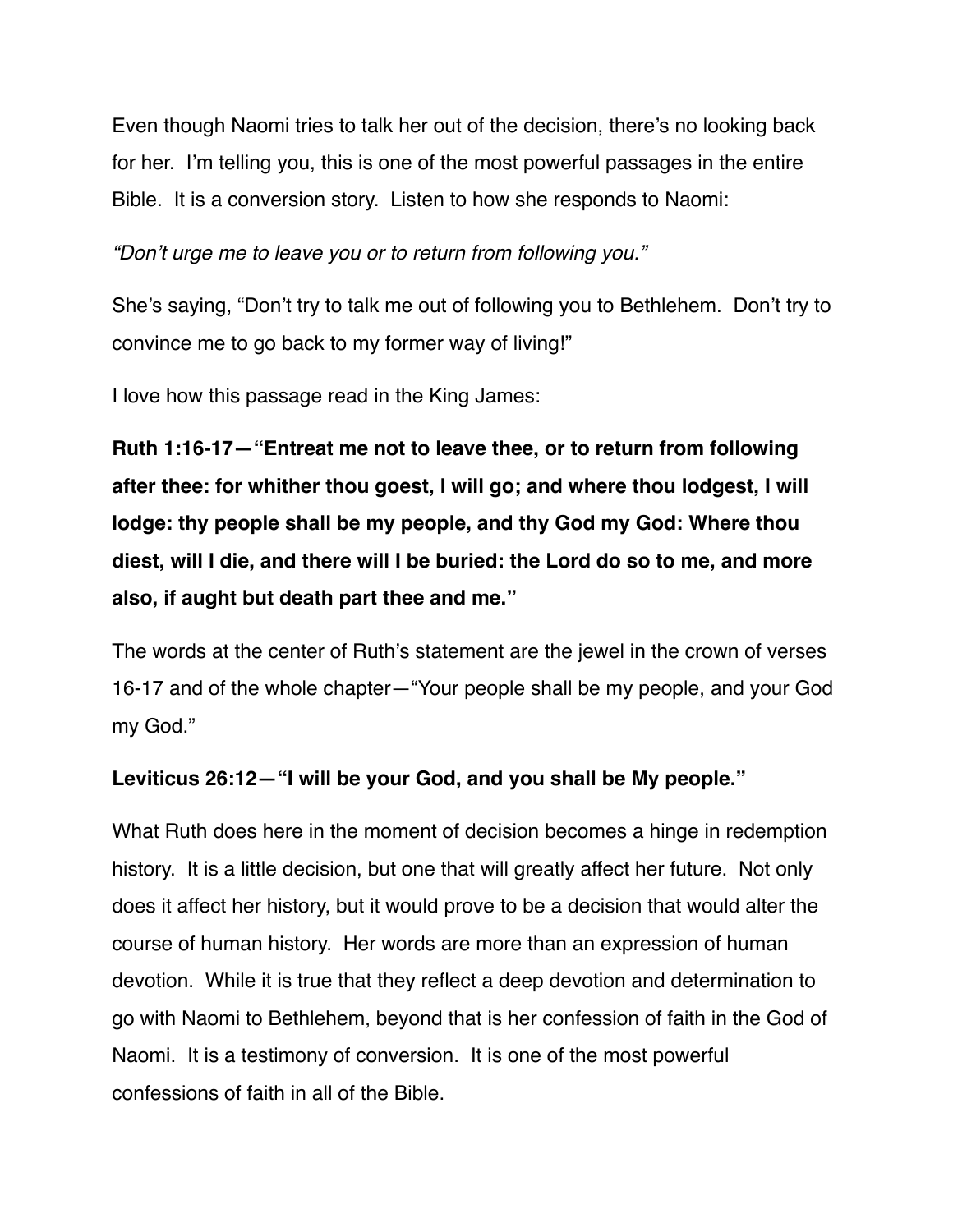Even though Naomi tries to talk her out of the decision, there's no looking back for her. I'm telling you, this is one of the most powerful passages in the entire Bible. It is a conversion story. Listen to how she responds to Naomi:

*"Don't urge me to leave you or to return from following you."*

She's saying, "Don't try to talk me out of following you to Bethlehem. Don't try to convince me to go back to my former way of living!"

I love how this passage read in the King James:

**Ruth 1:16-17—"Entreat me not to leave thee, or to return from following after thee: for whither thou goest, I will go; and where thou lodgest, I will lodge: thy people shall be my people, and thy God my God: Where thou diest, will I die, and there will I be buried: the Lord do so to me, and more also, if aught but death part thee and me."**

The words at the center of Ruth's statement are the jewel in the crown of verses 16-17 and of the whole chapter—"Your people shall be my people, and your God my God."

**Leviticus 26:12—"I will be your God, and you shall be My people."**

What Ruth does here in the moment of decision becomes a hinge in redemption history. It is a little decision, but one that will greatly affect her future. Not only does it affect her history, but it would prove to be a decision that would alter the course of human history. Her words are more than an expression of human devotion. While it is true that they reflect a deep devotion and determination to go with Naomi to Bethlehem, beyond that is her confession of faith in the God of Naomi. It is a testimony of conversion. It is one of the most powerful confessions of faith in all of the Bible.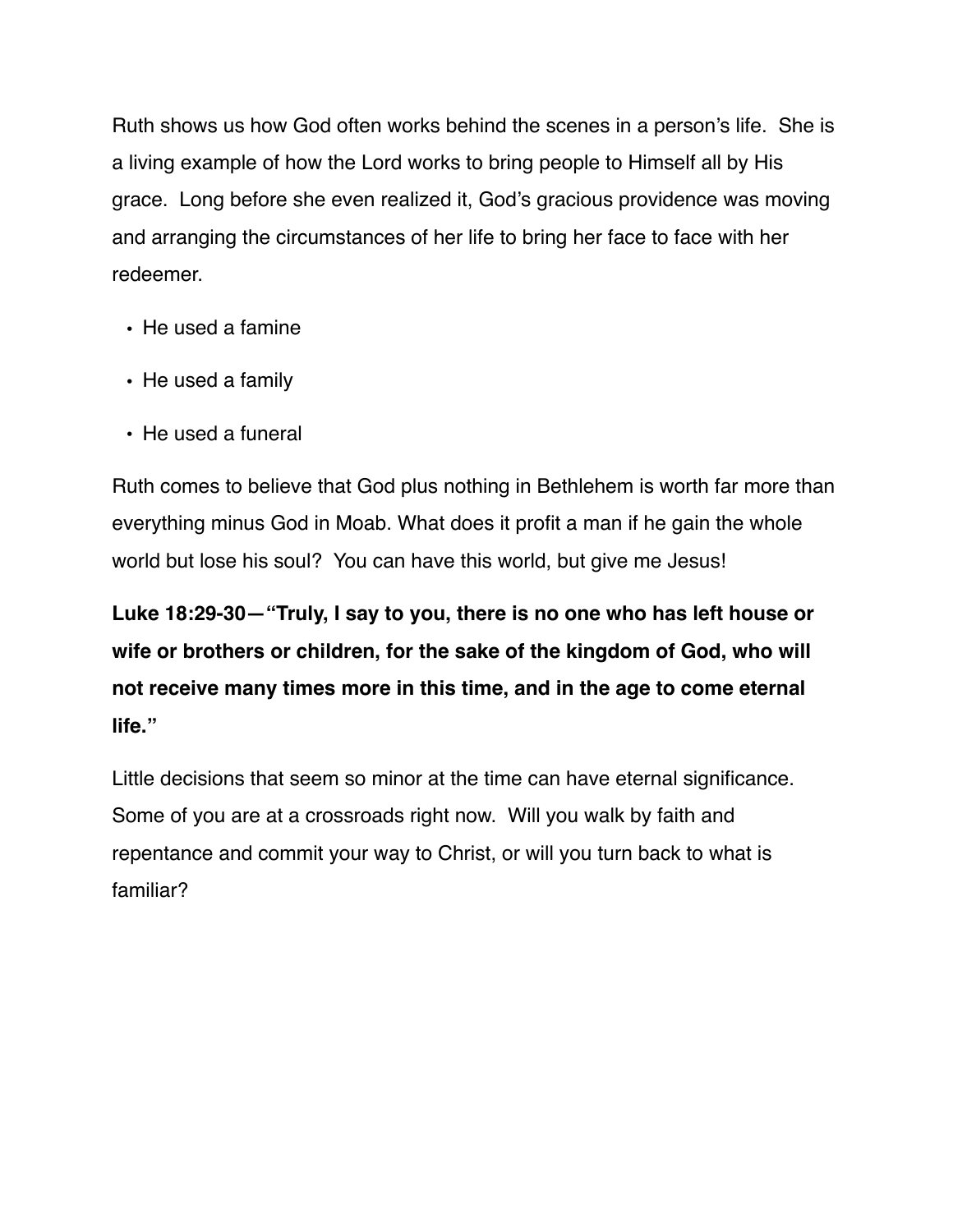Ruth shows us how God often works behind the scenes in a person's life. She is a living example of how the Lord works to bring people to Himself all by His grace. Long before she even realized it, God's gracious providence was moving and arranging the circumstances of her life to bring her face to face with her redeemer.

- He used a famine
- He used a family
- He used a funeral

Ruth comes to believe that God plus nothing in Bethlehem is worth far more than everything minus God in Moab. What does it profit a man if he gain the whole world but lose his soul? You can have this world, but give me Jesus!

**Luke 18:29-30—"Truly, I say to you, there is no one who has left house or wife or brothers or children, for the sake of the kingdom of God, who will not receive many times more in this time, and in the age to come eternal life."**

Little decisions that seem so minor at the time can have eternal significance. Some of you are at a crossroads right now. Will you walk by faith and repentance and commit your way to Christ, or will you turn back to what is familiar?